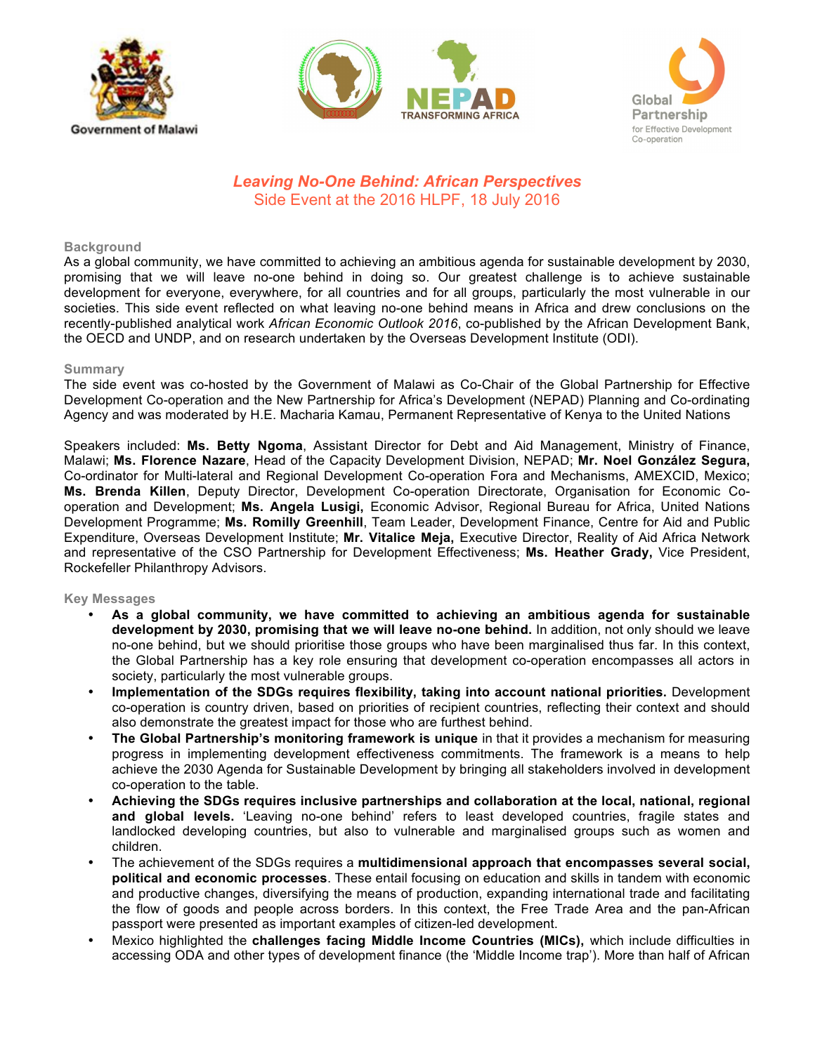Government of Malawi

NEPAD TRANSFORMING AFRICA

Global Partnership for Effective Development Co-operation

# *Leaving No-One Behind: African Perspectives*

Side Event at the 2016 HLPF, 18 July 2016

## Background

As a global community, we have committed to achieving an ambitious agenda for sustainable development by 2030, promising that we will leave no-one behind in doing so. Our greatest challenge is to achieve sustainable development for everyone, everywhere, for all countries and for all groups, particularly the most vulnerable in our societies. This side event reflected on what leaving no-one behind means in Africa and drew conclusions on the recently-published analytical work *African Economic Outlook 2016*, co-published by the African Development Bank, the OECD and UNDP, and on research undertaken by the Overseas Development Institute (ODI).

## Summary

The side event was co-hosted by the Government of Malawi as Co-Chair of the Global Partnership for Effective Development Co-operation and the New Partnership for Africa's Development (NEPAD) Planning and Co-ordinating Agency and was moderated by H.E. Macharia Kamau, Permanent Representative of Kenya to the United Nations

Speakers included: **Ms. Betty Ngoma**, Assistant Director for Debt and Aid Management, Ministry of Finance, Malawi; **Ms. Florence Nazare**, Head of the Capacity Development Division, NEPAD; **Mr. Noel González Segura,** Co-ordinator for Multi-lateral and Regional Development Co-operation Fora and Mechanisms, AMEXCID, Mexico; **Ms. Brenda Killen**, Deputy Director, Development Co-operation Directorate, Organisation for Economic Co-operation and Development; **Ms. Angela Lusigi,** Economic Advisor, Regional Bureau for Africa, United Nations Development Programme; **Ms. Romilly Greenhill**, Team Leader, Development Finance, Centre for Aid and Public Expenditure, Overseas Development Institute; **Mr. Vitalice Meja,** Executive Director, Reality of Aid Africa Network and representative of the CSO Partnership for Development Effectiveness; **Ms. Heather Grady,** Vice President, Rockefeller Philanthropy Advisors.

## Key Messages

- **As a global community, we have committed to achieving an ambitious agenda for sustainable development by 2030, promising that we will leave no-one behind.** In addition, not only should we leave no-one behind, but we should prioritise those groups who have been marginalised thus far. In this context, the Global Partnership has a key role ensuring that development co-operation encompasses all actors in society, particularly the most vulnerable groups.
- **Implementation of the SDGs requires flexibility, taking into account national priorities.** Development co-operation is country driven, based on priorities of recipient countries, reflecting their context and should also demonstrate the greatest impact for those who are furthest behind.
- **The Global Partnership's monitoring framework is unique** in that it provides a mechanism for measuring progress in implementing development effectiveness commitments. The framework is a means to help achieve the 2030 Agenda for Sustainable Development by bringing all stakeholders involved in development co-operation to the table.
- **Achieving the SDGs requires inclusive partnerships and collaboration at the local, national, regional and global levels.** 'Leaving no-one behind' refers to least developed countries, fragile states and landlocked developing countries, but also to vulnerable and marginalised groups such as women and children.
- The achievement of the SDGs requires a **multidimensional approach that encompasses several social, political and economic processes**. These entail focusing on education and skills in tandem with economic and productive changes, diversifying the means of production, expanding international trade and facilitating the flow of goods and people across borders. In this context, the Free Trade Area and the pan-African passport were presented as important examples of citizen-led development.
- Mexico highlighted the **challenges facing Middle Income Countries (MICs),** which include difficulties in accessing ODA and other types of development finance (the 'Middle Income trap'). More than half of African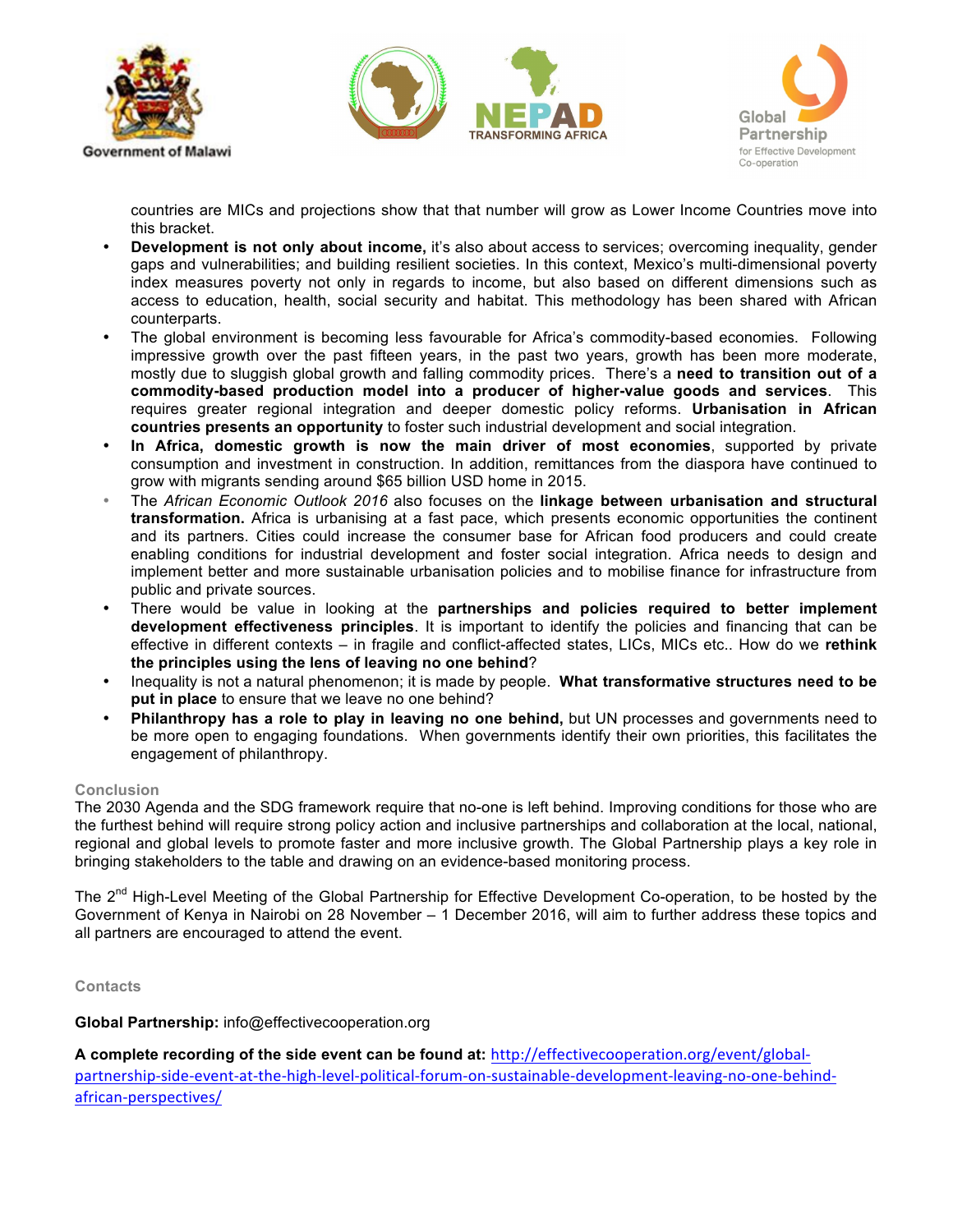countries are MICs and projections show that that number will grow as Lower Income Countries move into this bracket.

- **Development is not only about income,** it's also about access to services; overcoming inequality, gender gaps and vulnerabilities; and building resilient societies. In this context, Mexico's multi-dimensional poverty index measures poverty not only in regards to income, but also based on different dimensions such as access to education, health, social security and habitat. This methodology has been shared with African counterparts.
- The global environment is becoming less favourable for Africa's commodity-based economies. Following impressive growth over the past fifteen years, in the past two years, growth has been more moderate, mostly due to sluggish global growth and falling commodity prices. There's a **need to transition out of a commodity-based production model into a producer of higher-value goods and services**. This requires greater regional integration and deeper domestic policy reforms. **Urbanisation in African countries presents an opportunity** to foster such industrial development and social integration.
- **In Africa, domestic growth is now the main driver of most economies**, supported by private consumption and investment in construction. In addition, remittances from the diaspora have continued to grow with migrants sending around $65 billion USD home in 2015.
- The *African Economic Outlook 2016* also focuses on the **linkage between urbanisation and structural transformation.** Africa is urbanising at a fast pace, which presents economic opportunities the continent and its partners. Cities could increase the consumer base for African food producers and could create enabling conditions for industrial development and foster social integration. Africa needs to design and implement better and more sustainable urbanisation policies and to mobilise finance for infrastructure from public and private sources.
- There would be value in looking at the **partnerships and policies required to better implement development effectiveness principles**. It is important to identify the policies and financing that can be effective in different contexts – in fragile and conflict-affected states, LICs, MICs etc.. How do we **rethink the principles using the lens of leaving no one behind**?
- Inequality is not a natural phenomenon; it is made by people. **What transformative structures need to be put in place** to ensure that we leave no one behind?
- **Philanthropy has a role to play in leaving no one behind,** but UN processes and governments need to be more open to engaging foundations. When governments identify their own priorities, this facilitates the engagement of philanthropy.

## Conclusion

The 2030 Agenda and the SDG framework require that no-one is left behind. Improving conditions for those who are the furthest behind will require strong policy action and inclusive partnerships and collaboration at the local, national, regional and global levels to promote faster and more inclusive growth. The Global Partnership plays a key role in bringing stakeholders to the table and drawing on an evidence-based monitoring process.

The 2nd High-Level Meeting of the Global Partnership for Effective Development Co-operation, to be hosted by the Government of Kenya in Nairobi on 28 November – 1 December 2016, will aim to further address these topics and all partners are encouraged to attend the event.

## Contacts

**Global Partnership:** info@effectivecooperation.org

**A complete recording of the side event can be found at:** http://effectivecooperation.org/event/global-partnership-side-event-at-the-high-level-political-forum-on-sustainable-development-leaving-no-one-behind-african-perspectives/